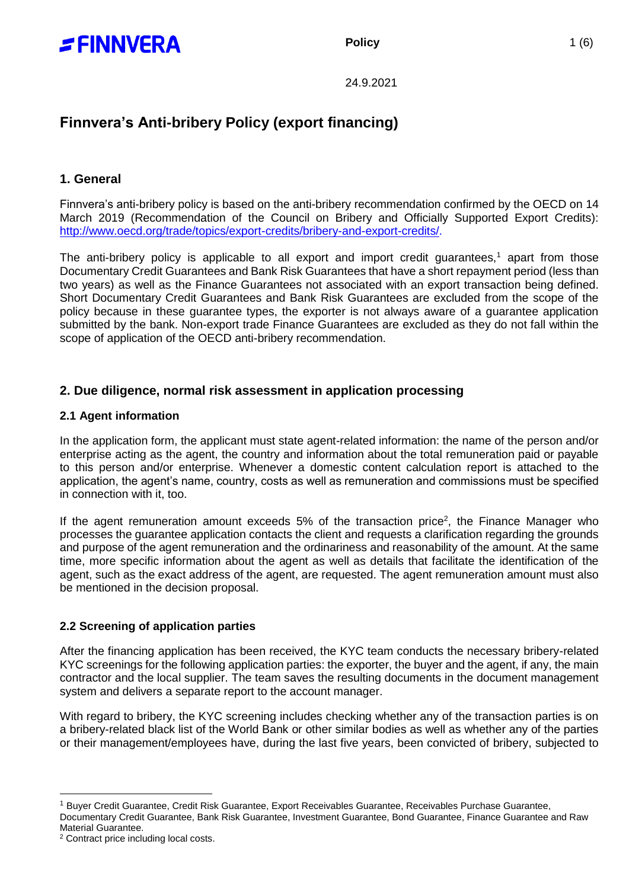24.9.2021

# Finnvera's Anti-bribery Policy (export financing)

## 1. General

Finnvera's anti-bribery policy is based on the anti-bribery recommendation confirmed by the OECD on 14 March 2019 (Recommendation of the Council on Bribery and Officially Supported Export Credits): http://www.oecd.org/trade/topics/export-credits/bribery-and-export-credits/.

The anti-bribery policy is applicable to all export and import credit guarantees,[1] apart from those Documentary Credit Guarantees and Bank Risk Guarantees that have a short repayment period (less than two years) as well as the Finance Guarantees not associated with an export transaction being defined. Short Documentary Credit Guarantees and Bank Risk Guarantees are excluded from the scope of the policy because in these guarantee types, the exporter is not always aware of a guarantee application submitted by the bank. Non-export trade Finance Guarantees are excluded as they do not fall within the scope of application of the OECD anti-bribery recommendation.

## 2. Due diligence, normal risk assessment in application processing

### 2.1 Agent information

In the application form, the applicant must state agent-related information: the name of the person and/or enterprise acting as the agent, the country and information about the total remuneration paid or payable to this person and/or enterprise. Whenever a domestic content calculation report is attached to the application, the agent's name, country, costs as well as remuneration and commissions must be specified in connection with it, too.

If the agent remuneration amount exceeds 5% of the transaction price[2], the Finance Manager who processes the guarantee application contacts the client and requests a clarification regarding the grounds and purpose of the agent remuneration and the ordinariness and reasonability of the amount. At the same time, more specific information about the agent as well as details that facilitate the identification of the agent, such as the exact address of the agent, are requested. The agent remuneration amount must also be mentioned in the decision proposal.

### 2.2 Screening of application parties

After the financing application has been received, the KYC team conducts the necessary bribery-related KYC screenings for the following application parties: the exporter, the buyer and the agent, if any, the main contractor and the local supplier. The team saves the resulting documents in the document management system and delivers a separate report to the account manager.

With regard to bribery, the KYC screening includes checking whether any of the transaction parties is on a bribery-related black list of the World Bank or other similar bodies as well as whether any of the parties or their management/employees have, during the last five years, been convicted of bribery, subjected to

[1] Buyer Credit Guarantee, Credit Risk Guarantee, Export Receivables Guarantee, Receivables Purchase Guarantee, Documentary Credit Guarantee, Bank Risk Guarantee, Investment Guarantee, Bond Guarantee, Finance Guarantee and Raw Material Guarantee.

[2] Contract price including local costs.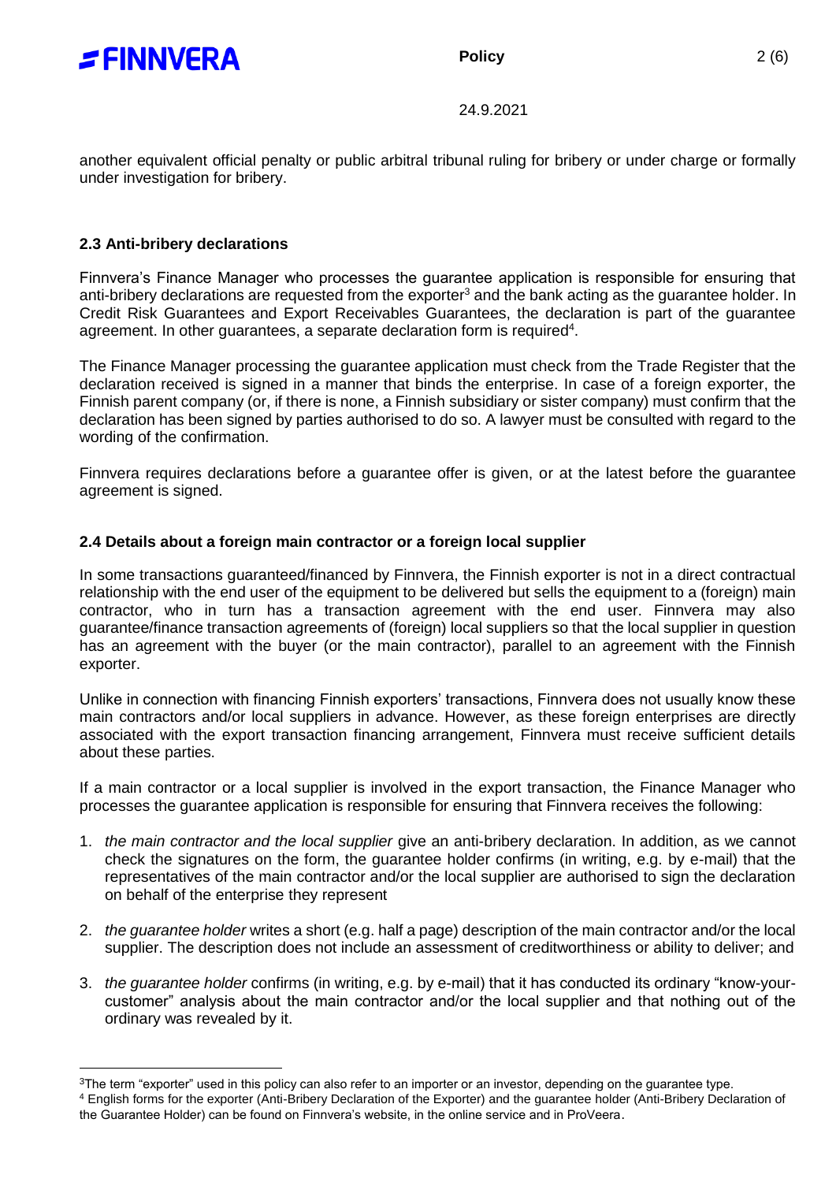another equivalent official penalty or public arbitral tribunal ruling for bribery or under charge or formally under investigation for bribery.

### 2.3 Anti-bribery declarations

Finnvera's Finance Manager who processes the guarantee application is responsible for ensuring that anti-bribery declarations are requested from the exporter[3] and the bank acting as the guarantee holder. In Credit Risk Guarantees and Export Receivables Guarantees, the declaration is part of the guarantee agreement. In other guarantees, a separate declaration form is required[4].

The Finance Manager processing the guarantee application must check from the Trade Register that the declaration received is signed in a manner that binds the enterprise. In case of a foreign exporter, the Finnish parent company (or, if there is none, a Finnish subsidiary or sister company) must confirm that the declaration has been signed by parties authorised to do so. A lawyer must be consulted with regard to the wording of the confirmation.

Finnvera requires declarations before a guarantee offer is given, or at the latest before the guarantee agreement is signed.

### 2.4 Details about a foreign main contractor or a foreign local supplier

In some transactions guaranteed/financed by Finnvera, the Finnish exporter is not in a direct contractual relationship with the end user of the equipment to be delivered but sells the equipment to a (foreign) main contractor, who in turn has a transaction agreement with the end user. Finnvera may also guarantee/finance transaction agreements of (foreign) local suppliers so that the local supplier in question has an agreement with the buyer (or the main contractor), parallel to an agreement with the Finnish exporter.

Unlike in connection with financing Finnish exporters' transactions, Finnvera does not usually know these main contractors and/or local suppliers in advance. However, as these foreign enterprises are directly associated with the export transaction financing arrangement, Finnvera must receive sufficient details about these parties.

If a main contractor or a local supplier is involved in the export transaction, the Finance Manager who processes the guarantee application is responsible for ensuring that Finnvera receives the following:

1. *the main contractor and the local supplier* give an anti-bribery declaration. In addition, as we cannot check the signatures on the form, the guarantee holder confirms (in writing, e.g. by e-mail) that the representatives of the main contractor and/or the local supplier are authorised to sign the declaration on behalf of the enterprise they represent

2. *the guarantee holder* writes a short (e.g. half a page) description of the main contractor and/or the local supplier. The description does not include an assessment of creditworthiness or ability to deliver; and

3. *the guarantee holder* confirms (in writing, e.g. by e-mail) that it has conducted its ordinary "know-your-customer" analysis about the main contractor and/or the local supplier and that nothing out of the ordinary was revealed by it.

---

[3] The term "exporter" used in this policy can also refer to an importer or an investor, depending on the guarantee type.

[4] English forms for the exporter (Anti-Bribery Declaration of the Exporter) and the guarantee holder (Anti-Bribery Declaration of the Guarantee Holder) can be found on Finnvera's website, in the online service and in ProVeera.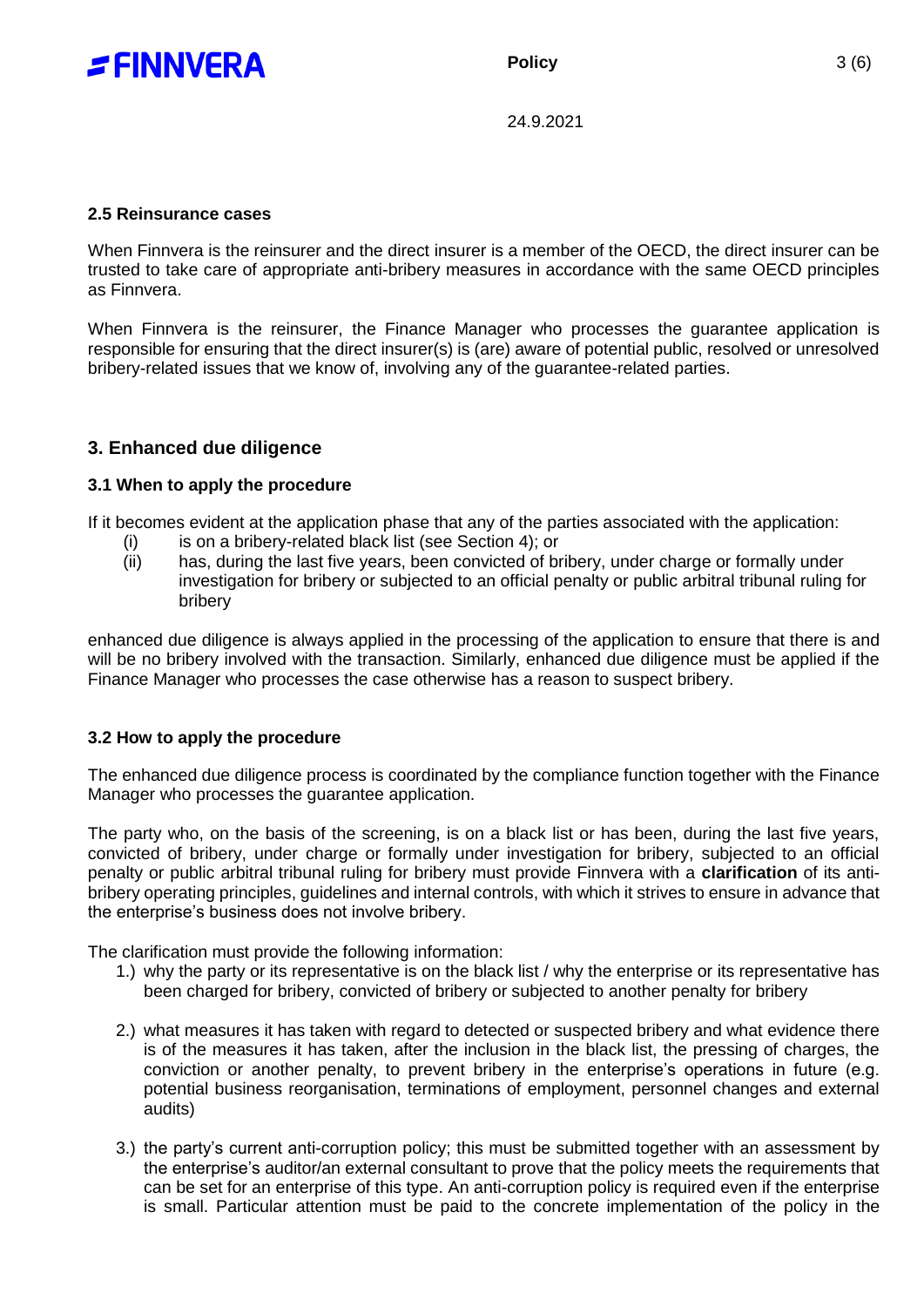### 2.5 Reinsurance cases

When Finnvera is the reinsurer and the direct insurer is a member of the OECD, the direct insurer can be trusted to take care of appropriate anti-bribery measures in accordance with the same OECD principles as Finnvera.

When Finnvera is the reinsurer, the Finance Manager who processes the guarantee application is responsible for ensuring that the direct insurer(s) is (are) aware of potential public, resolved or unresolved bribery-related issues that we know of, involving any of the guarantee-related parties.

## 3. Enhanced due diligence

### 3.1 When to apply the procedure

If it becomes evident at the application phase that any of the parties associated with the application:

- (i) is on a bribery-related black list (see Section 4); or
- (ii) has, during the last five years, been convicted of bribery, under charge or formally under investigation for bribery or subjected to an official penalty or public arbitral tribunal ruling for bribery

enhanced due diligence is always applied in the processing of the application to ensure that there is and will be no bribery involved with the transaction. Similarly, enhanced due diligence must be applied if the Finance Manager who processes the case otherwise has a reason to suspect bribery.

### 3.2 How to apply the procedure

The enhanced due diligence process is coordinated by the compliance function together with the Finance Manager who processes the guarantee application.

The party who, on the basis of the screening, is on a black list or has been, during the last five years, convicted of bribery, under charge or formally under investigation for bribery, subjected to an official penalty or public arbitral tribunal ruling for bribery must provide Finnvera with a **clarification** of its anti-bribery operating principles, guidelines and internal controls, with which it strives to ensure in advance that the enterprise's business does not involve bribery.

The clarification must provide the following information:

1.) why the party or its representative is on the black list / why the enterprise or its representative has been charged for bribery, convicted of bribery or subjected to another penalty for bribery

2.) what measures it has taken with regard to detected or suspected bribery and what evidence there is of the measures it has taken, after the inclusion in the black list, the pressing of charges, the conviction or another penalty, to prevent bribery in the enterprise's operations in future (e.g. potential business reorganisation, terminations of employment, personnel changes and external audits)

3.) the party's current anti-corruption policy; this must be submitted together with an assessment by the enterprise's auditor/an external consultant to prove that the policy meets the requirements that can be set for an enterprise of this type. An anti-corruption policy is required even if the enterprise is small. Particular attention must be paid to the concrete implementation of the policy in the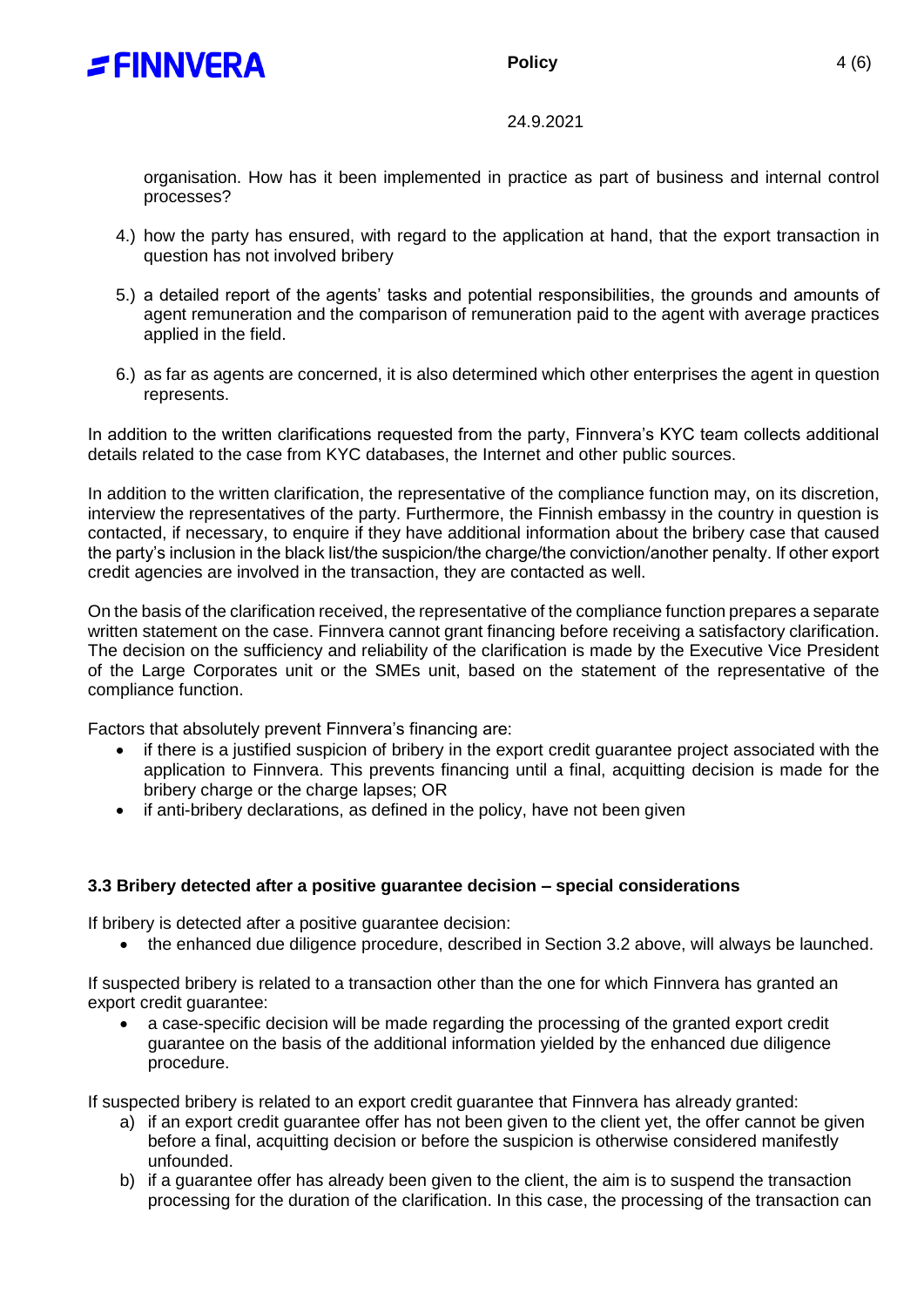organisation. How has it been implemented in practice as part of business and internal control processes?

4.) how the party has ensured, with regard to the application at hand, that the export transaction in question has not involved bribery

5.) a detailed report of the agents' tasks and potential responsibilities, the grounds and amounts of agent remuneration and the comparison of remuneration paid to the agent with average practices applied in the field.

6.) as far as agents are concerned, it is also determined which other enterprises the agent in question represents.

In addition to the written clarifications requested from the party, Finnvera's KYC team collects additional details related to the case from KYC databases, the Internet and other public sources.

In addition to the written clarification, the representative of the compliance function may, on its discretion, interview the representatives of the party. Furthermore, the Finnish embassy in the country in question is contacted, if necessary, to enquire if they have additional information about the bribery case that caused the party's inclusion in the black list/the suspicion/the charge/the conviction/another penalty. If other export credit agencies are involved in the transaction, they are contacted as well.

On the basis of the clarification received, the representative of the compliance function prepares a separate written statement on the case. Finnvera cannot grant financing before receiving a satisfactory clarification. The decision on the sufficiency and reliability of the clarification is made by the Executive Vice President of the Large Corporates unit or the SMEs unit, based on the statement of the representative of the compliance function.

Factors that absolutely prevent Finnvera's financing are:

- if there is a justified suspicion of bribery in the export credit guarantee project associated with the application to Finnvera. This prevents financing until a final, acquitting decision is made for the bribery charge or the charge lapses; OR
- if anti-bribery declarations, as defined in the policy, have not been given

### 3.3 Bribery detected after a positive guarantee decision – special considerations

If bribery is detected after a positive guarantee decision:

- the enhanced due diligence procedure, described in Section 3.2 above, will always be launched.

If suspected bribery is related to a transaction other than the one for which Finnvera has granted an export credit guarantee:

- a case-specific decision will be made regarding the processing of the granted export credit guarantee on the basis of the additional information yielded by the enhanced due diligence procedure.

If suspected bribery is related to an export credit guarantee that Finnvera has already granted:

a) if an export credit guarantee offer has not been given to the client yet, the offer cannot be given before a final, acquitting decision or before the suspicion is otherwise considered manifestly unfounded.

b) if a guarantee offer has already been given to the client, the aim is to suspend the transaction processing for the duration of the clarification. In this case, the processing of the transaction can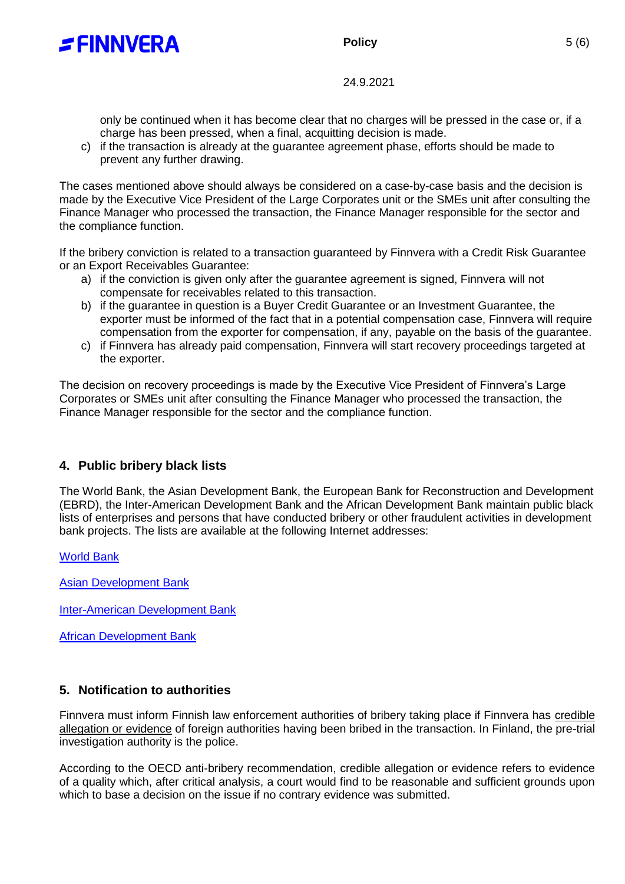only be continued when it has become clear that no charges will be pressed in the case or, if a charge has been pressed, when a final, acquitting decision is made.

c) if the transaction is already at the guarantee agreement phase, efforts should be made to prevent any further drawing.

The cases mentioned above should always be considered on a case-by-case basis and the decision is made by the Executive Vice President of the Large Corporates unit or the SMEs unit after consulting the Finance Manager who processed the transaction, the Finance Manager responsible for the sector and the compliance function.

If the bribery conviction is related to a transaction guaranteed by Finnvera with a Credit Risk Guarantee or an Export Receivables Guarantee:

a) if the conviction is given only after the guarantee agreement is signed, Finnvera will not compensate for receivables related to this transaction.
b) if the guarantee in question is a Buyer Credit Guarantee or an Investment Guarantee, the exporter must be informed of the fact that in a potential compensation case, Finnvera will require compensation from the exporter for compensation, if any, payable on the basis of the guarantee.
c) if Finnvera has already paid compensation, Finnvera will start recovery proceedings targeted at the exporter.

The decision on recovery proceedings is made by the Executive Vice President of Finnvera's Large Corporates or SMEs unit after consulting the Finance Manager who processed the transaction, the Finance Manager responsible for the sector and the compliance function.

## 4. Public bribery black lists

The World Bank, the Asian Development Bank, the European Bank for Reconstruction and Development (EBRD), the Inter-American Development Bank and the African Development Bank maintain public black lists of enterprises and persons that have conducted bribery or other fraudulent activities in development bank projects. The lists are available at the following Internet addresses:

World Bank

Asian Development Bank

Inter-American Development Bank

African Development Bank

## 5. Notification to authorities

Finnvera must inform Finnish law enforcement authorities of bribery taking place if Finnvera has credible allegation or evidence of foreign authorities having been bribed in the transaction. In Finland, the pre-trial investigation authority is the police.

According to the OECD anti-bribery recommendation, credible allegation or evidence refers to evidence of a quality which, after critical analysis, a court would find to be reasonable and sufficient grounds upon which to base a decision on the issue if no contrary evidence was submitted.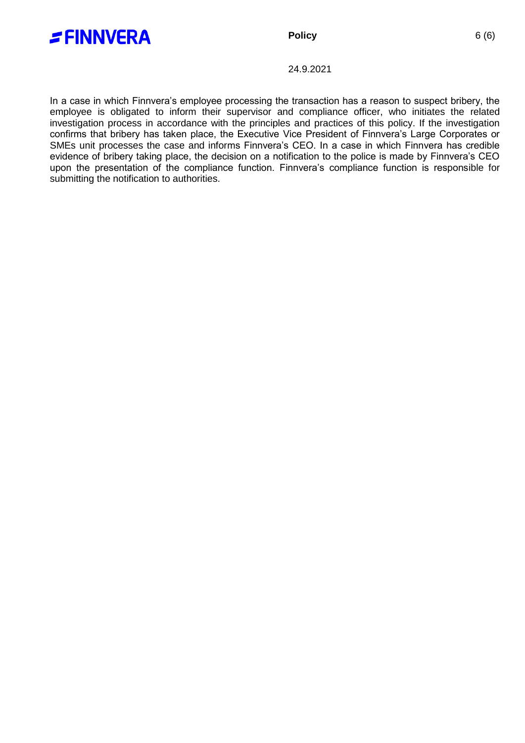In a case in which Finnvera's employee processing the transaction has a reason to suspect bribery, the employee is obligated to inform their supervisor and compliance officer, who initiates the related investigation process in accordance with the principles and practices of this policy. If the investigation confirms that bribery has taken place, the Executive Vice President of Finnvera's Large Corporates or SMEs unit processes the case and informs Finnvera's CEO. In a case in which Finnvera has credible evidence of bribery taking place, the decision on a notification to the police is made by Finnvera's CEO upon the presentation of the compliance function. Finnvera's compliance function is responsible for submitting the notification to authorities.